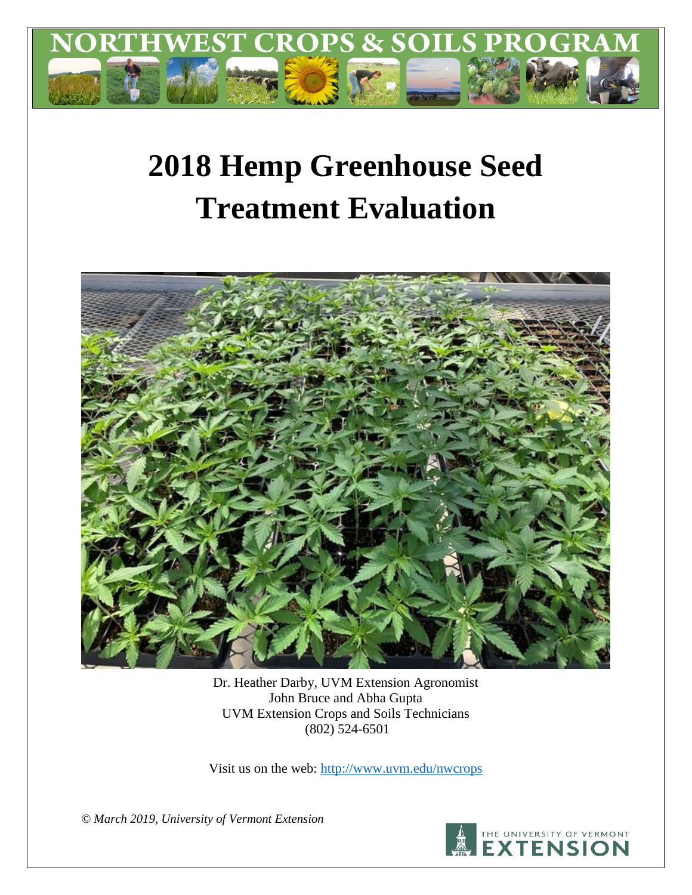NORTHWEST CROPS & SOILS PROGRAM

# 2018 Hemp Greenhouse Seed Treatment Evaluation

Dr. Heather Darby, UVM Extension Agronomist
John Bruce and Abha Gupta
UVM Extension Crops and Soils Technicians
(802) 524-6501

Visit us on the web: http://www.uvm.edu/nwcrops

*© March 2019, University of Vermont Extension*

THE UNIVERSITY OF VERMONT EXTENSION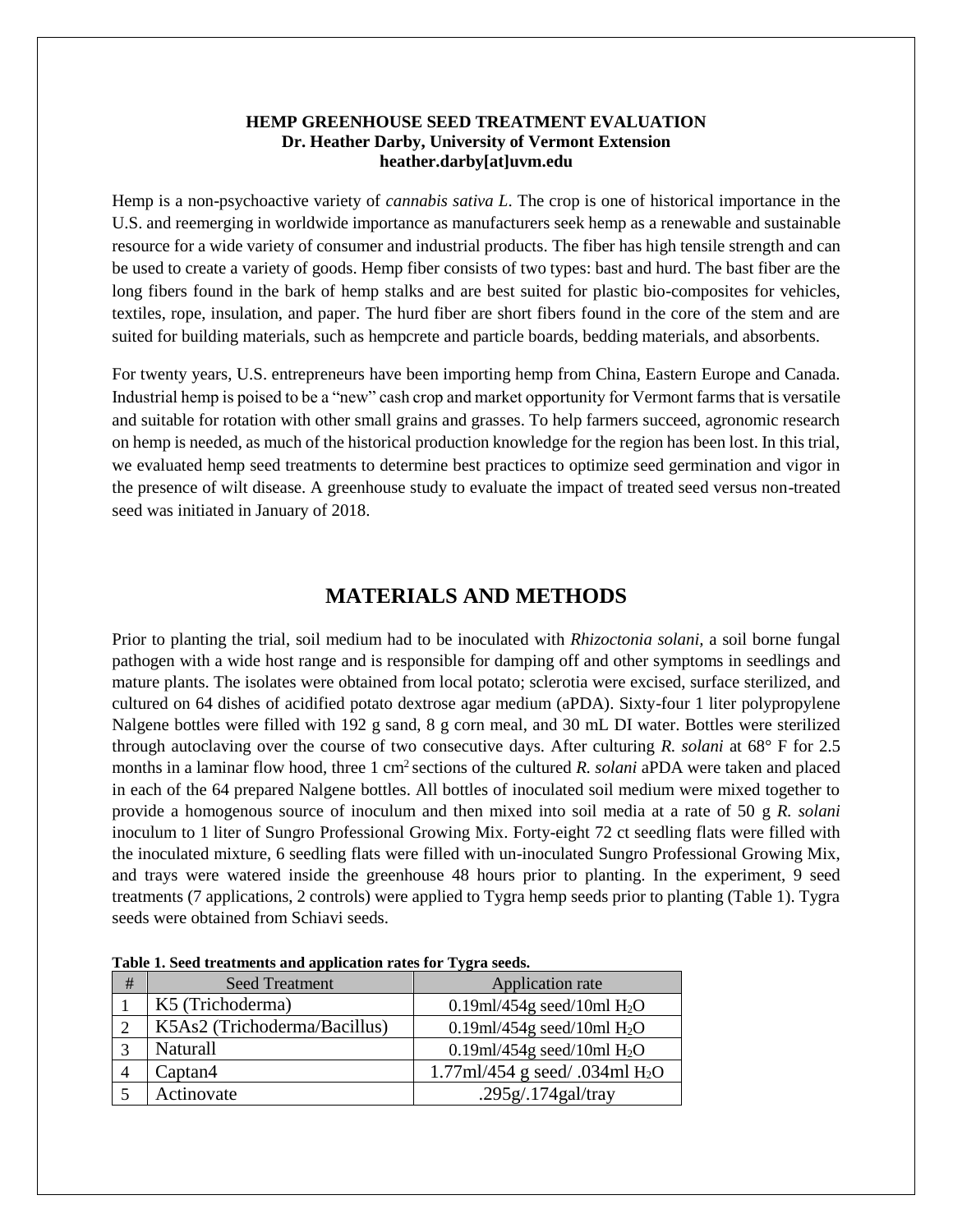**HEMP GREENHOUSE SEED TREATMENT EVALUATION**
**Dr. Heather Darby, University of Vermont Extension**
**heather.darby[at]uvm.edu**

Hemp is a non-psychoactive variety of *cannabis sativa L*. The crop is one of historical importance in the U.S. and reemerging in worldwide importance as manufacturers seek hemp as a renewable and sustainable resource for a wide variety of consumer and industrial products. The fiber has high tensile strength and can be used to create a variety of goods. Hemp fiber consists of two types: bast and hurd. The bast fiber are the long fibers found in the bark of hemp stalks and are best suited for plastic bio-composites for vehicles, textiles, rope, insulation, and paper. The hurd fiber are short fibers found in the core of the stem and are suited for building materials, such as hempcrete and particle boards, bedding materials, and absorbents.

For twenty years, U.S. entrepreneurs have been importing hemp from China, Eastern Europe and Canada. Industrial hemp is poised to be a "new" cash crop and market opportunity for Vermont farms that is versatile and suitable for rotation with other small grains and grasses. To help farmers succeed, agronomic research on hemp is needed, as much of the historical production knowledge for the region has been lost. In this trial, we evaluated hemp seed treatments to determine best practices to optimize seed germination and vigor in the presence of wilt disease. A greenhouse study to evaluate the impact of treated seed versus non-treated seed was initiated in January of 2018.

# MATERIALS AND METHODS

Prior to planting the trial, soil medium had to be inoculated with *Rhizoctonia solani*, a soil borne fungal pathogen with a wide host range and is responsible for damping off and other symptoms in seedlings and mature plants. The isolates were obtained from local potato; sclerotia were excised, surface sterilized, and cultured on 64 dishes of acidified potato dextrose agar medium (aPDA). Sixty-four 1 liter polypropylene Nalgene bottles were filled with 192 g sand, 8 g corn meal, and 30 mL DI water. Bottles were sterilized through autoclaving over the course of two consecutive days. After culturing *R. solani* at 68° F for 2.5 months in a laminar flow hood, three 1 $cm^2$ sections of the cultured *R. solani* aPDA were taken and placed in each of the 64 prepared Nalgene bottles. All bottles of inoculated soil medium were mixed together to provide a homogenous source of inoculum and then mixed into soil media at a rate of 50 g *R. solani* inoculum to 1 liter of Sungro Professional Growing Mix. Forty-eight 72 ct seedling flats were filled with the inoculated mixture, 6 seedling flats were filled with un-inoculated Sungro Professional Growing Mix, and trays were watered inside the greenhouse 48 hours prior to planting. In the experiment, 9 seed treatments (7 applications, 2 controls) were applied to Tygra hemp seeds prior to planting (Table 1). Tygra seeds were obtained from Schiavi seeds.

**Table 1. Seed treatments and application rates for Tygra seeds.**

| # | Seed Treatment | Application rate |
|---|---|---|
| 1 | K5 (Trichoderma) | 0.19ml/454g seed/10ml $H_2O$ |
| 2 | K5As2 (Trichoderma/Bacillus) | 0.19ml/454g seed/10ml $H_2O$ |
| 3 | Naturall | 0.19ml/454g seed/10ml $H_2O$ |
| 4 | Captan4 | 1.77ml/454 g seed/ .034ml $H_2O$ |
| 5 | Actinovate | .295g/.174gal/tray |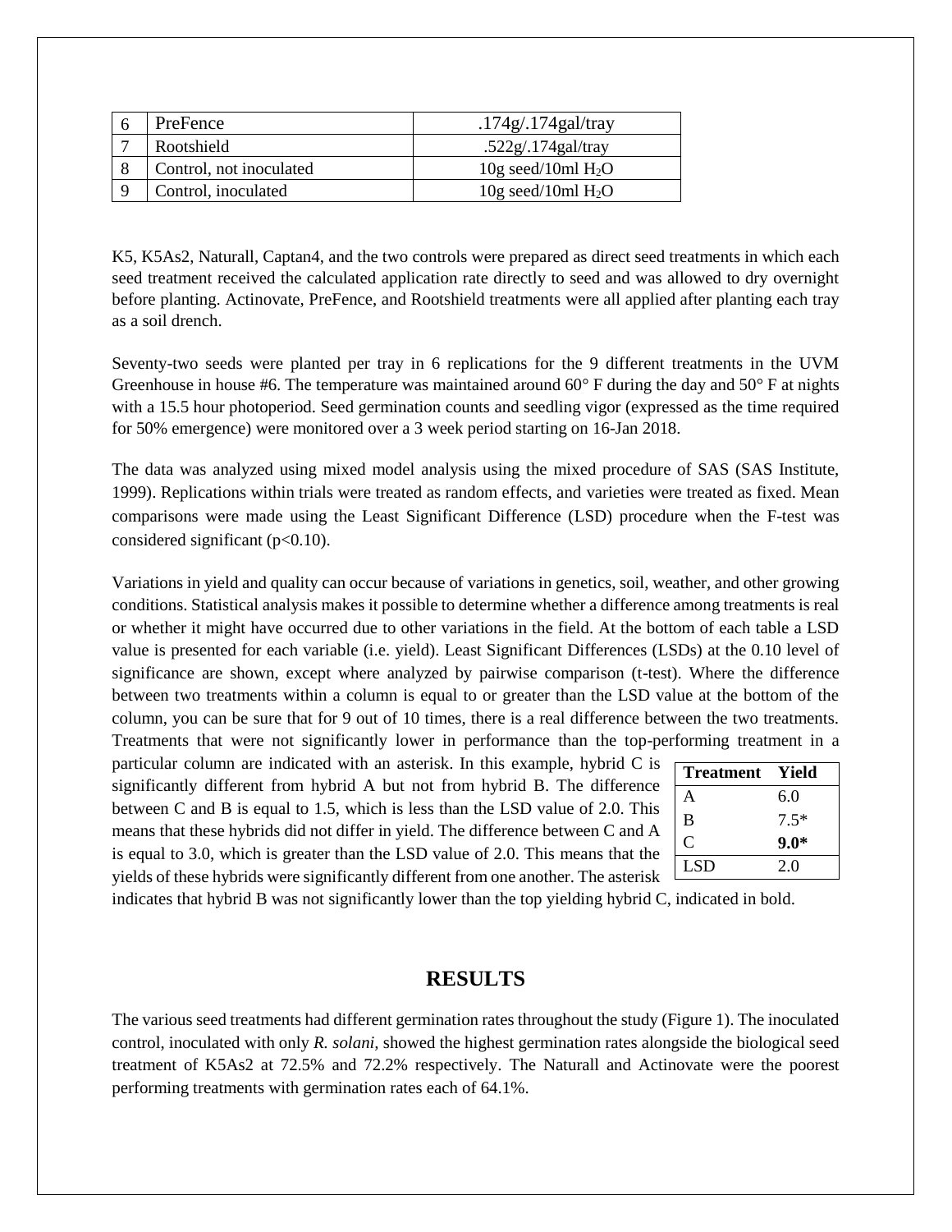| 6 | PreFence | .174g/.174gal/tray |
|---|---|---|
| 7 | Rootshield | .522g/.174gal/tray |
| 8 | Control, not inoculated | 10g seed/10ml $H_2O$ |
| 9 | Control, inoculated | 10g seed/10ml $H_2O$ |

K5, K5As2, Naturall, Captan4, and the two controls were prepared as direct seed treatments in which each seed treatment received the calculated application rate directly to seed and was allowed to dry overnight before planting. Actinovate, PreFence, and Rootshield treatments were all applied after planting each tray as a soil drench.

Seventy-two seeds were planted per tray in 6 replications for the 9 different treatments in the UVM Greenhouse in house #6. The temperature was maintained around 60° F during the day and 50° F at nights with a 15.5 hour photoperiod. Seed germination counts and seedling vigor (expressed as the time required for 50% emergence) were monitored over a 3 week period starting on 16-Jan 2018.

The data was analyzed using mixed model analysis using the mixed procedure of SAS (SAS Institute, 1999). Replications within trials were treated as random effects, and varieties were treated as fixed. Mean comparisons were made using the Least Significant Difference (LSD) procedure when the F-test was considered significant ($p<0.10$).

Variations in yield and quality can occur because of variations in genetics, soil, weather, and other growing conditions. Statistical analysis makes it possible to determine whether a difference among treatments is real or whether it might have occurred due to other variations in the field. At the bottom of each table a LSD value is presented for each variable (i.e. yield). Least Significant Differences (LSDs) at the 0.10 level of significance are shown, except where analyzed by pairwise comparison (t-test). Where the difference between two treatments within a column is equal to or greater than the LSD value at the bottom of the column, you can be sure that for 9 out of 10 times, there is a real difference between the two treatments. Treatments that were not significantly lower in performance than the top-performing treatment in a particular column are indicated with an asterisk. In this example, hybrid C is significantly different from hybrid A but not from hybrid B. The difference between C and B is equal to 1.5, which is less than the LSD value of 2.0. This means that these hybrids did not differ in yield. The difference between C and A is equal to 3.0, which is greater than the LSD value of 2.0. This means that the yields of these hybrids were significantly different from one another. The asterisk indicates that hybrid B was not significantly lower than the top yielding hybrid C, indicated in bold.

| Treatment | Yield |
|---|---|
| A | 6.0 |
| B | 7.5* |
| C | **9.0*** |
| LSD | 2.0 |

## RESULTS

The various seed treatments had different germination rates throughout the study (Figure 1). The inoculated control, inoculated with only *R. solani,* showed the highest germination rates alongside the biological seed treatment of K5As2 at 72.5% and 72.2% respectively. The Naturall and Actinovate were the poorest performing treatments with germination rates each of 64.1%.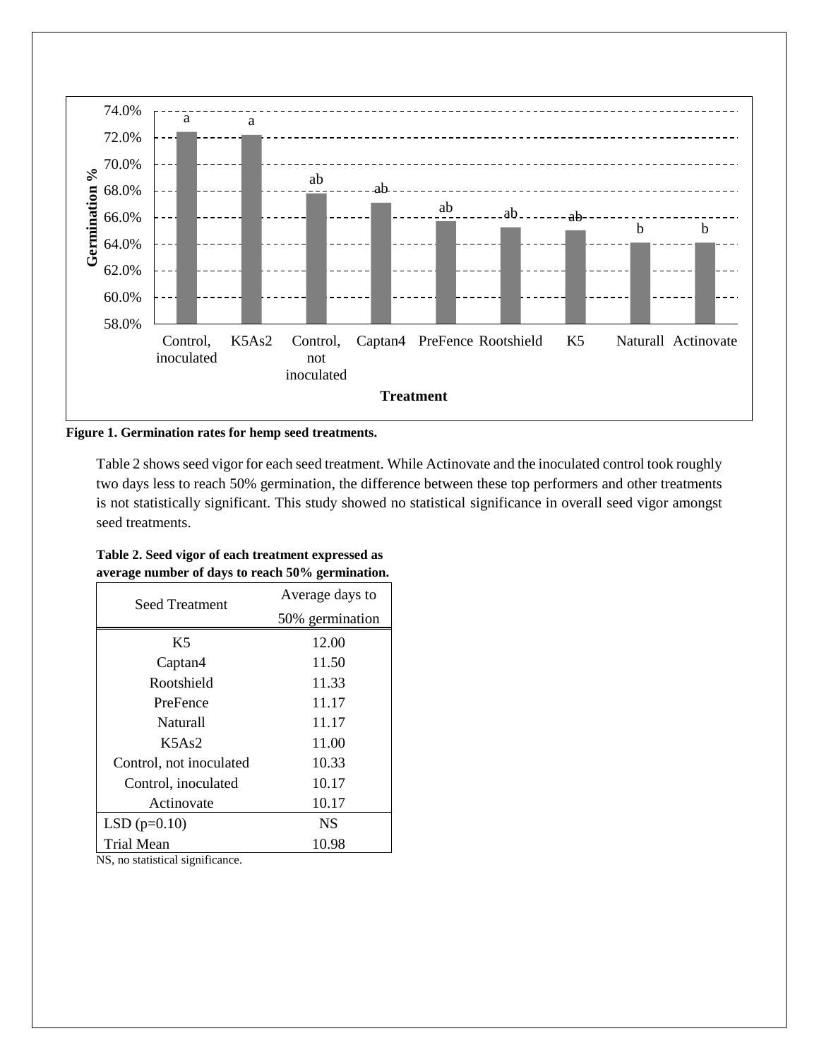**Figure 1. Germination rates for hemp seed treatments.**

Table 2 shows seed vigor for each seed treatment. While Actinovate and the inoculated control took roughly two days less to reach 50% germination, the difference between these top performers and other treatments is not statistically significant. This study showed no statistical significance in overall seed vigor amongst seed treatments.

**Table 2. Seed vigor of each treatment expressed as average number of days to reach 50% germination.**

| Seed Treatment | Average days to 50% germination |
|---|---|
| K5 | 12.00 |
| Captan4 | 11.50 |
| Rootshield | 11.33 |
| PreFence | 11.17 |
| Naturall | 11.17 |
| K5As2 | 11.00 |
| Control, not inoculated | 10.33 |
| Control, inoculated | 10.17 |
| Actinovate | 10.17 |
| LSD (p=0.10) | NS |
| Trial Mean | 10.98 |

NS, no statistical significance.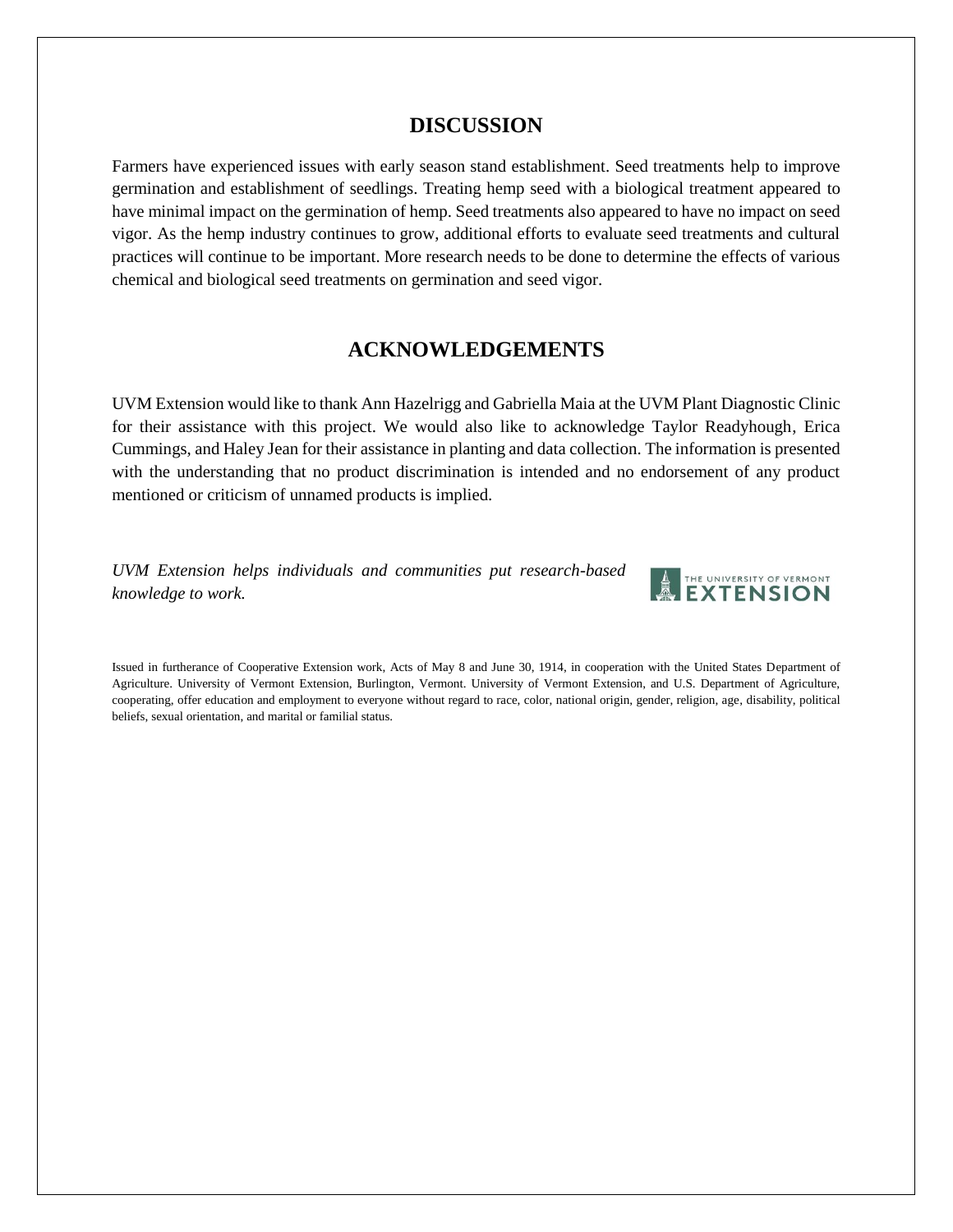## DISCUSSION

Farmers have experienced issues with early season stand establishment. Seed treatments help to improve germination and establishment of seedlings. Treating hemp seed with a biological treatment appeared to have minimal impact on the germination of hemp. Seed treatments also appeared to have no impact on seed vigor. As the hemp industry continues to grow, additional efforts to evaluate seed treatments and cultural practices will continue to be important. More research needs to be done to determine the effects of various chemical and biological seed treatments on germination and seed vigor.

## ACKNOWLEDGEMENTS

UVM Extension would like to thank Ann Hazelrigg and Gabriella Maia at the UVM Plant Diagnostic Clinic for their assistance with this project. We would also like to acknowledge Taylor Readyhough, Erica Cummings, and Haley Jean for their assistance in planting and data collection. The information is presented with the understanding that no product discrimination is intended and no endorsement of any product mentioned or criticism of unnamed products is implied.

*UVM Extension helps individuals and communities put research-based knowledge to work.*

THE UNIVERSITY OF VERMONT EXTENSION

Issued in furtherance of Cooperative Extension work, Acts of May 8 and June 30, 1914, in cooperation with the United States Department of Agriculture. University of Vermont Extension, Burlington, Vermont. University of Vermont Extension, and U.S. Department of Agriculture, cooperating, offer education and employment to everyone without regard to race, color, national origin, gender, religion, age, disability, political beliefs, sexual orientation, and marital or familial status.